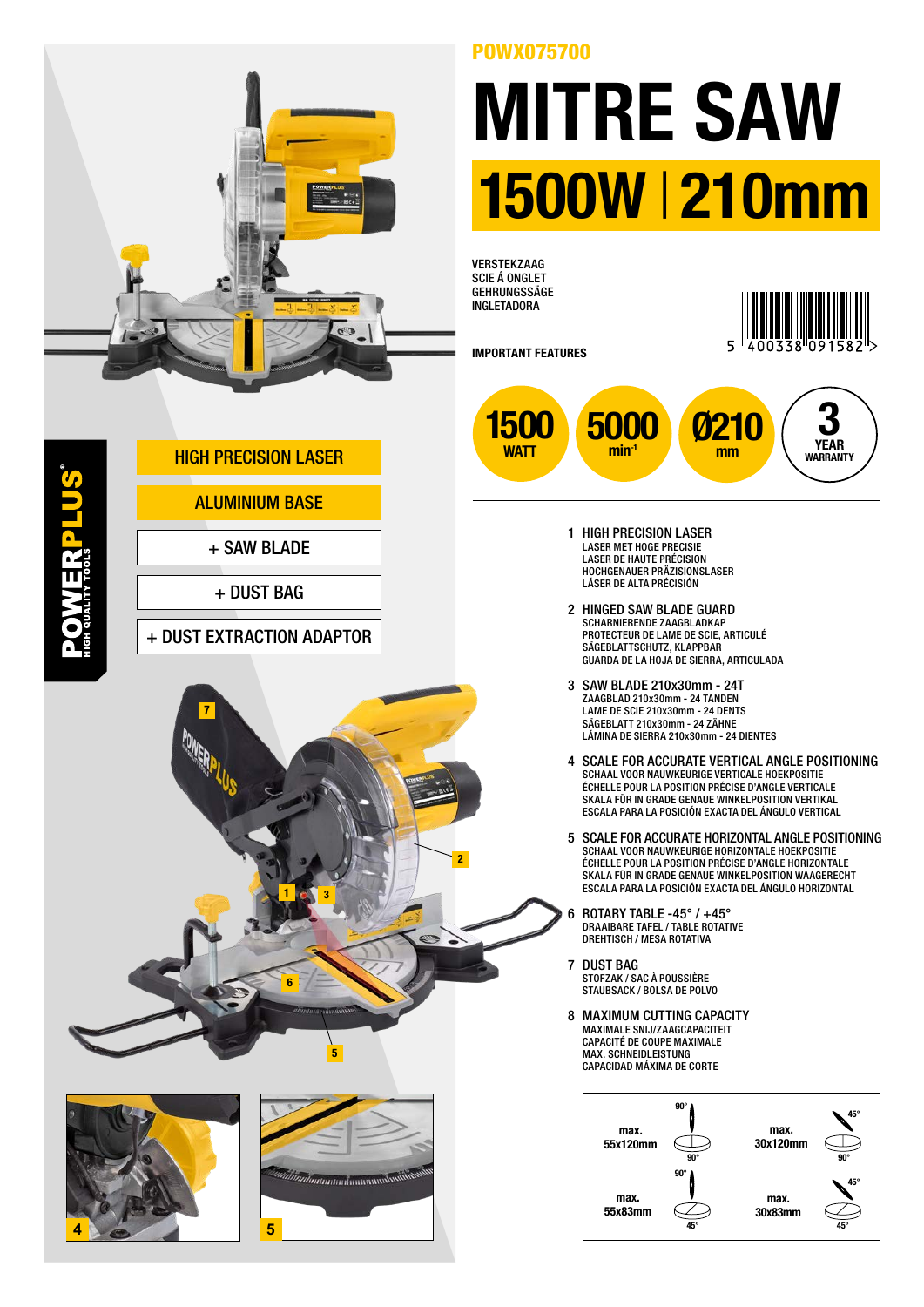POWX075700

# MITRE SAW

## 1500W | 210mm

VERSTEKZAAG
SCIE Á ONGLET
GEHRUNGSSÄGE
INGLETADORA

5 400338 091582

**IMPORTANT FEATURES**

- **1500** WATT
- **5000** $min^{-1}$
- **Ø210** mm
- **3** YEAR WARRANTY

POWERPLUS® HIGH QUALITY TOOLS

- HIGH PRECISION LASER
- ALUMINIUM BASE
- + SAW BLADE
- + DUST BAG
- + DUST EXTRACTION ADAPTOR

1. HIGH PRECISION LASER
   LASER MET HOGE PRECISIE
   LASER DE HAUTE PRÉCISION
   HOCHGENAUER PRÄZISIONSLASER
   LÁSER DE ALTA PRÉCISIÓN
2. HINGED SAW BLADE GUARD
   SCHARNIERENDE ZAAGBLADKAP
   PROTECTEUR DE LAME DE SCIE, ARTICULÉ
   SÄGEBLATTSCHUTZ, KLAPPBAR
   GUARDA DE LA HOJA DE SIERRA, ARTICULADA
3. SAW BLADE 210x30mm - 24T
   ZAAGBLAD 210x30mm - 24 TANDEN
   LAME DE SCIE 210x30mm - 24 DENTS
   SÄGEBLATT 210x30mm - 24 ZÄHNE
   LÁMINA DE SIERRA 210x30mm - 24 DIENTES
4. SCALE FOR ACCURATE VERTICAL ANGLE POSITIONING
   SCHAAL VOOR NAUWKEURIGE VERTICALE HOEKPOSITIE
   ÉCHELLE POUR LA POSITION PRÉCISE D'ANGLE VERTICALE
   SKALA FÜR IN GRADE GENAUE WINKELPOSITION VERTIKAL
   ESCALA PARA LA POSICIÓN EXACTA DEL ÁNGULO VERTICAL
5. SCALE FOR ACCURATE HORIZONTAL ANGLE POSITIONING
   SCHAAL VOOR NAUWKEURIGE HORIZONTALE HOEKPOSITIE
   ÉCHELLE POUR LA POSITION PRÉCISE D'ANGLE HORIZONTALE
   SKALA FÜR IN GRADE GENAUE WINKELPOSITION WAAGERECHT
   ESCALA PARA LA POSICIÓN EXACTA DEL ÁNGULO HORIZONTAL
6. ROTARY TABLE -45° / +45°
   DRAAIBARE TAFEL / TABLE ROTATIVE
   DREHTISCH / MESA ROTATIVA
7. DUST BAG
   STOFZAK / SAC À POUSSIÈRE
   STAUBSACK / BOLSA DE POLVO
8. MAXIMUM CUTTING CAPACITY
   MAXIMALE SNIJ/ZAAGCAPACITEIT
   CAPACITÉ DE COUPE MAXIMALE
   MAX. SCHNEIDLEISTUNG
   CAPACIDAD MÁXIMA DE CORTE

| | |
|---|---|
| max. 55x120mm (90° / 90°) | max. 30x120mm (45° / 90°) |
| max. 55x83mm (90° / 45°) | max. 30x83mm (45° / 45°) |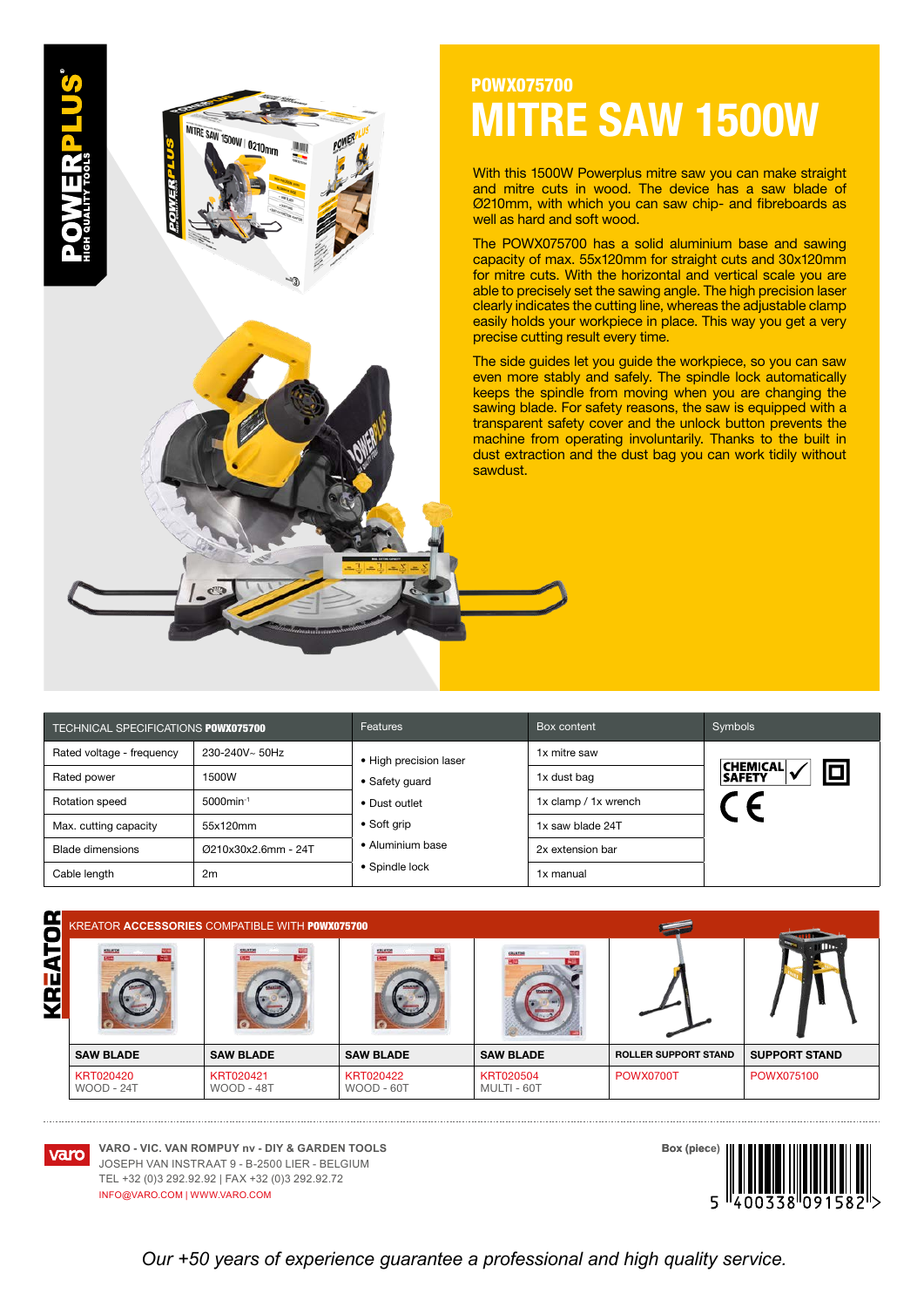POWERPLUS® HIGH QUALITY TOOLS

POWX075700

# MITRE SAW 1500W

With this 1500W Powerplus mitre saw you can make straight and mitre cuts in wood. The device has a saw blade of Ø210mm, with which you can saw chip- and fibreboards as well as hard and soft wood.

The POWX075700 has a solid aluminium base and sawing capacity of max. 55x120mm for straight cuts and 30x120mm for mitre cuts. With the horizontal and vertical scale you are able to precisely set the sawing angle. The high precision laser clearly indicates the cutting line, whereas the adjustable clamp easily holds your workpiece in place. This way you get a very precise cutting result every time.

The side guides let you guide the workpiece, so you can saw even more stably and safely. The spindle lock automatically keeps the spindle from moving when you are changing the sawing blade. For safety reasons, the saw is equipped with a transparent safety cover and the unlock button prevents the machine from operating involuntarily. Thanks to the built in dust extraction and the dust bag you can work tidily without sawdust.

| TECHNICAL SPECIFICATIONS **POWX075700** | | Features | Box content | Symbols |
|---|---|---|---|---|
| Rated voltage - frequency | 230-240V~ 50Hz | • High precision laser | 1x mitre saw | CHEMICAL SAFETY ✓ |
| Rated power | 1500W | • Safety guard | 1x dust bag | CE |
| Rotation speed | 5000min$^{-1}$ | • Dust outlet | 1x clamp / 1x wrench | |
| Max. cutting capacity | 55x120mm | • Soft grip | 1x saw blade 24T | |
| Blade dimensions | Ø210x30x2.6mm - 24T | • Aluminium base | 2x extension bar | |
| Cable length | 2m | • Spindle lock | 1x manual | |

KREATOR

KREATOR **ACCESSORIES** COMPATIBLE WITH **POWX075700**

| SAW BLADE | SAW BLADE | SAW BLADE | SAW BLADE | ROLLER SUPPORT STAND | SUPPORT STAND |
|---|---|---|---|---|---|
| KRT020420 WOOD - 24T | KRT020421 WOOD - 48T | KRT020422 WOOD - 60T | KRT020504 MULTI - 60T | POWX0700T | POWX075100 |

varo

**VARO - VIC. VAN ROMPUY nv - DIY & GARDEN TOOLS**
JOSEPH VAN INSTRAAT 9 - B-2500 LIER - BELGIUM
TEL +32 (0)3 292.92.92 | FAX +32 (0)3 292.92.72
INFO@VARO.COM | WWW.VARO.COM

**Box (piece)**
5 400338 091582

*Our +50 years of experience guarantee a professional and high quality service.*